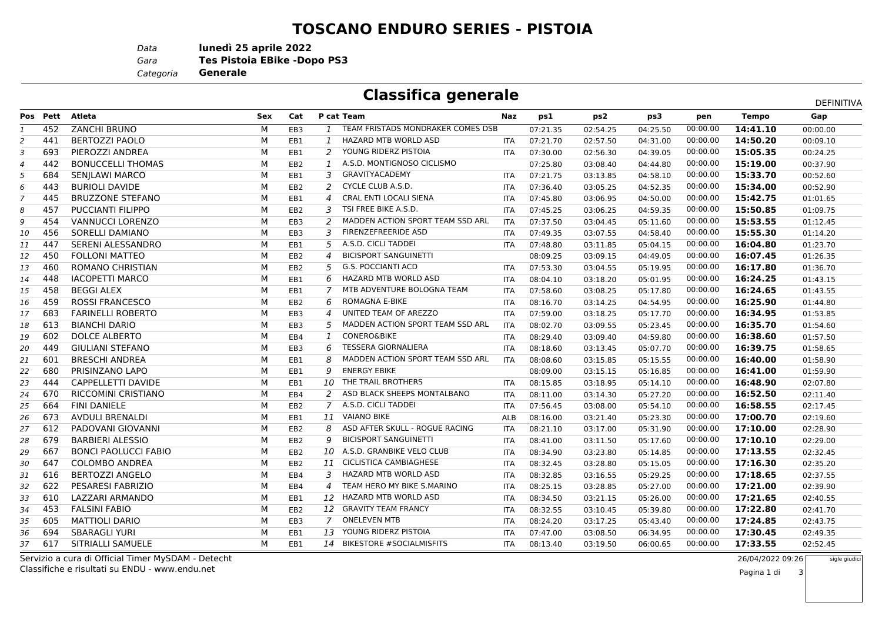# TOSCANO ENDURO SERIES - PISTOIA

*Data* **lunedì 25 aprile 2022**
*Gara* **Tes Pistoia EBike -Dopo PS3**
*Categoria* **Generale**

## Classifica generale

DEFINITIVA

| Pos | Pett | Atleta | Sex | Cat | P cat | Team | Naz | ps1 | ps2 | ps3 | pen | Tempo | Gap |
|---|---|---|---|---|---|---|---|---|---|---|---|---|---|
| 1 | 452 | ZANCHI BRUNO | M | EB3 | 1 | TEAM FRISTADS MONDRAKER COMES DSB | | 07:21.35 | 02:54.25 | 04:25.50 | 00:00.00 | **14:41.10** | 00:00.00 |
| 2 | 441 | BERTOZZI PAOLO | M | EB1 | 1 | HAZARD MTB WORLD ASD | ITA | 07:21.70 | 02:57.50 | 04:31.00 | 00:00.00 | **14:50.20** | 00:09.10 |
| 3 | 693 | PIEROZZI ANDREA | M | EB1 | 2 | YOUNG RIDERZ PISTOIA | ITA | 07:30.00 | 02:56.30 | 04:39.05 | 00:00.00 | **15:05.35** | 00:24.25 |
| 4 | 442 | BONUCCELLI THOMAS | M | EB2 | 1 | A.S.D. MONTIGNOSO CICLISMO | | 07:25.80 | 03:08.40 | 04:44.80 | 00:00.00 | **15:19.00** | 00:37.90 |
| 5 | 684 | SENJLAWI MARCO | M | EB1 | 3 | GRAVITYACADEMY | ITA | 07:21.75 | 03:13.85 | 04:58.10 | 00:00.00 | **15:33.70** | 00:52.60 |
| 6 | 443 | BURIOLI DAVIDE | M | EB2 | 2 | CYCLE CLUB A.S.D. | ITA | 07:36.40 | 03:05.25 | 04:52.35 | 00:00.00 | **15:34.00** | 00:52.90 |
| 7 | 445 | BRUZZONE STEFANO | M | EB1 | 4 | CRAL ENTI LOCALI SIENA | ITA | 07:45.80 | 03:06.95 | 04:50.00 | 00:00.00 | **15:42.75** | 01:01.65 |
| 8 | 457 | PUCCIANTI FILIPPO | M | EB2 | 3 | TSI FREE BIKE A.S.D. | ITA | 07:45.25 | 03:06.25 | 04:59.35 | 00:00.00 | **15:50.85** | 01:09.75 |
| 9 | 454 | VANNUCCI LORENZO | M | EB3 | 2 | MADDEN ACTION SPORT TEAM SSD ARL | ITA | 07:37.50 | 03:04.45 | 05:11.60 | 00:00.00 | **15:53.55** | 01:12.45 |
| 10 | 456 | SORELLI DAMIANO | M | EB3 | 3 | FIRENZEFREERIDE ASD | ITA | 07:49.35 | 03:07.55 | 04:58.40 | 00:00.00 | **15:55.30** | 01:14.20 |
| 11 | 447 | SERENI ALESSANDRO | M | EB1 | 5 | A.S.D. CICLI TADDEI | ITA | 07:48.80 | 03:11.85 | 05:04.15 | 00:00.00 | **16:04.80** | 01:23.70 |
| 12 | 450 | FOLLONI MATTEO | M | EB2 | 4 | BICISPORT SANGUINETTI | | 08:09.25 | 03:09.15 | 04:49.05 | 00:00.00 | **16:07.45** | 01:26.35 |
| 13 | 460 | ROMANO CHRISTIAN | M | EB2 | 5 | G.S. POCCIANTI ACD | ITA | 07:53.30 | 03:04.55 | 05:19.95 | 00:00.00 | **16:17.80** | 01:36.70 |
| 14 | 448 | IACOPETTI MARCO | M | EB1 | 6 | HAZARD MTB WORLD ASD | ITA | 08:04.10 | 03:18.20 | 05:01.95 | 00:00.00 | **16:24.25** | 01:43.15 |
| 15 | 458 | BEGGI ALEX | M | EB1 | 7 | MTB ADVENTURE BOLOGNA TEAM | ITA | 07:58.60 | 03:08.25 | 05:17.80 | 00:00.00 | **16:24.65** | 01:43.55 |
| 16 | 459 | ROSSI FRANCESCO | M | EB2 | 6 | ROMAGNA E-BIKE | ITA | 08:16.70 | 03:14.25 | 04:54.95 | 00:00.00 | **16:25.90** | 01:44.80 |
| 17 | 683 | FARINELLI ROBERTO | M | EB3 | 4 | UNITED TEAM OF AREZZO | ITA | 07:59.00 | 03:18.25 | 05:17.70 | 00:00.00 | **16:34.95** | 01:53.85 |
| 18 | 613 | BIANCHI DARIO | M | EB3 | 5 | MADDEN ACTION SPORT TEAM SSD ARL | ITA | 08:02.70 | 03:09.55 | 05:23.45 | 00:00.00 | **16:35.70** | 01:54.60 |
| 19 | 602 | DOLCE ALBERTO | M | EB4 | 1 | CONERO&BIKE | ITA | 08:29.40 | 03:09.40 | 04:59.80 | 00:00.00 | **16:38.60** | 01:57.50 |
| 20 | 449 | GIULIANI STEFANO | M | EB3 | 6 | TESSERA GIORNALIERA | ITA | 08:18.60 | 03:13.45 | 05:07.70 | 00:00.00 | **16:39.75** | 01:58.65 |
| 21 | 601 | BRESCHI ANDREA | M | EB1 | 8 | MADDEN ACTION SPORT TEAM SSD ARL | ITA | 08:08.60 | 03:15.85 | 05:15.55 | 00:00.00 | **16:40.00** | 01:58.90 |
| 22 | 680 | PRISINZANO LAPO | M | EB1 | 9 | ENERGY EBIKE | | 08:09.00 | 03:15.15 | 05:16.85 | 00:00.00 | **16:41.00** | 01:59.90 |
| 23 | 444 | CAPPELLETTI DAVIDE | M | EB1 | 10 | THE TRAIL BROTHERS | ITA | 08:15.85 | 03:18.95 | 05:14.10 | 00:00.00 | **16:48.90** | 02:07.80 |
| 24 | 670 | RICCOMINI CRISTIANO | M | EB4 | 2 | ASD BLACK SHEEPS MONTALBANO | ITA | 08:11.00 | 03:14.30 | 05:27.20 | 00:00.00 | **16:52.50** | 02:11.40 |
| 25 | 664 | FINI DANIELE | M | EB2 | 7 | A.S.D. CICLI TADDEI | ITA | 07:56.45 | 03:08.00 | 05:54.10 | 00:00.00 | **16:58.55** | 02:17.45 |
| 26 | 673 | AVDULI BRENALDI | M | EB1 | 11 | VAIANO BIKE | ALB | 08:16.00 | 03:21.40 | 05:23.30 | 00:00.00 | **17:00.70** | 02:19.60 |
| 27 | 612 | PADOVANI GIOVANNI | M | EB2 | 8 | ASD AFTER SKULL - ROGUE RACING | ITA | 08:21.10 | 03:17.00 | 05:31.90 | 00:00.00 | **17:10.00** | 02:28.90 |
| 28 | 679 | BARBIERI ALESSIO | M | EB2 | 9 | BICISPORT SANGUINETTI | ITA | 08:41.00 | 03:11.50 | 05:17.60 | 00:00.00 | **17:10.10** | 02:29.00 |
| 29 | 667 | BONCI PAOLUCCI FABIO | M | EB2 | 10 | A.S.D. GRANBIKE VELO CLUB | ITA | 08:34.90 | 03:23.80 | 05:14.85 | 00:00.00 | **17:13.55** | 02:32.45 |
| 30 | 647 | COLOMBO ANDREA | M | EB2 | 11 | CICLISTICA CAMBIAGHESE | ITA | 08:32.45 | 03:28.80 | 05:15.05 | 00:00.00 | **17:16.30** | 02:35.20 |
| 31 | 616 | BERTOZZI ANGELO | M | EB4 | 3 | HAZARD MTB WORLD ASD | ITA | 08:32.85 | 03:16.55 | 05:29.25 | 00:00.00 | **17:18.65** | 02:37.55 |
| 32 | 622 | PESARESI FABRIZIO | M | EB4 | 4 | TEAM HERO MY BIKE S.MARINO | ITA | 08:25.15 | 03:28.85 | 05:27.00 | 00:00.00 | **17:21.00** | 02:39.90 |
| 33 | 610 | LAZZARI ARMANDO | M | EB1 | 12 | HAZARD MTB WORLD ASD | ITA | 08:34.50 | 03:21.15 | 05:26.00 | 00:00.00 | **17:21.65** | 02:40.55 |
| 34 | 453 | FALSINI FABIO | M | EB2 | 12 | GRAVITY TEAM FRANCY | ITA | 08:32.55 | 03:10.45 | 05:39.80 | 00:00.00 | **17:22.80** | 02:41.70 |
| 35 | 605 | MATTIOLI DARIO | M | EB3 | 7 | ONELEVEN MTB | ITA | 08:24.20 | 03:17.25 | 05:43.40 | 00:00.00 | **17:24.85** | 02:43.75 |
| 36 | 694 | SBARAGLI YURI | M | EB1 | 13 | YOUNG RIDERZ PISTOIA | ITA | 07:47.00 | 03:08.50 | 06:34.95 | 00:00.00 | **17:30.45** | 02:49.35 |
| 37 | 617 | SITRIALLI SAMUELE | M | EB1 | 14 | BIKESTORE #SOCIALMISFITS | ITA | 08:13.40 | 03:19.50 | 06:00.65 | 00:00.00 | **17:33.55** | 02:52.45 |

Servizio a cura di Official Timer MySDAM - Detecht
Classifiche e risultati su ENDU - www.endu.net

26/04/2022 09:26

sigle giudici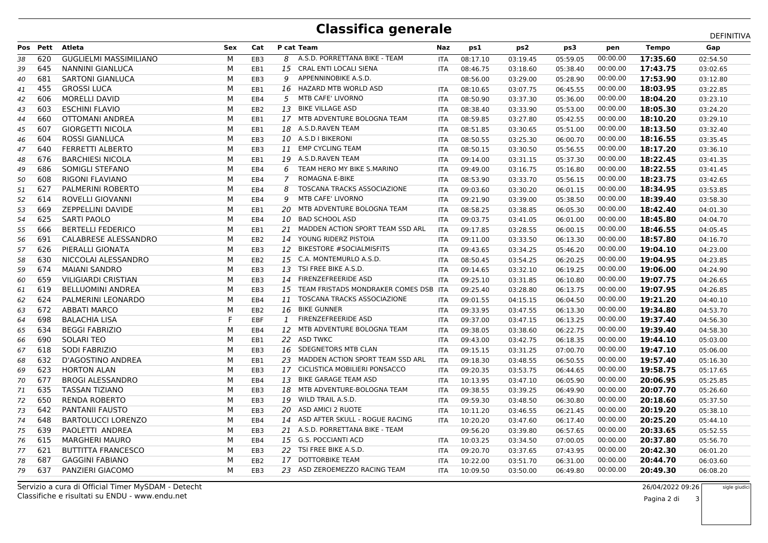# Classifica generale

DEFINITIVA

| Pos | Pett | Atleta | Sex | Cat | P cat | Team | Naz | ps1 | ps2 | ps3 | pen | Tempo | Gap |
|---|---|---|---|---|---|---|---|---|---|---|---|---|---|
| 38 | 620 | GUGLIELMI MASSIMILIANO | M | EB3 | 8 | A.S.D. PORRETTANA BIKE - TEAM | ITA | 08:17.10 | 03:19.45 | 05:59.05 | 00:00.00 | **17:35.60** | 02:54.50 |
| 39 | 645 | NANNINI GIANLUCA | M | EB1 | 15 | CRAL ENTI LOCALI SIENA | ITA | 08:46.75 | 03:18.60 | 05:38.40 | 00:00.00 | **17:43.75** | 03:02.65 |
| 40 | 681 | SARTONI GIANLUCA | M | EB3 | 9 | APPENNINOBIKE A.S.D. | | 08:56.00 | 03:29.00 | 05:28.90 | 00:00.00 | **17:53.90** | 03:12.80 |
| 41 | 455 | GROSSI LUCA | M | EB1 | 16 | HAZARD MTB WORLD ASD | ITA | 08:10.65 | 03:07.75 | 06:45.55 | 00:00.00 | **18:03.95** | 03:22.85 |
| 42 | 606 | MORELLI DAVID | M | EB4 | 5 | MTB CAFE' LIVORNO | ITA | 08:50.90 | 03:37.30 | 05:36.00 | 00:00.00 | **18:04.20** | 03:23.10 |
| 43 | 603 | ESCHINI FLAVIO | M | EB2 | 13 | BIKE VILLAGE ASD | ITA | 08:38.40 | 03:33.90 | 05:53.00 | 00:00.00 | **18:05.30** | 03:24.20 |
| 44 | 660 | OTTOMANI ANDREA | M | EB1 | 17 | MTB ADVENTURE BOLOGNA TEAM | ITA | 08:59.85 | 03:27.80 | 05:42.55 | 00:00.00 | **18:10.20** | 03:29.10 |
| 45 | 607 | GIORGETTI NICOLA | M | EB1 | 18 | A.S.D.RAVEN TEAM | ITA | 08:51.85 | 03:30.65 | 05:51.00 | 00:00.00 | **18:13.50** | 03:32.40 |
| 46 | 604 | ROSSI GIANLUCA | M | EB3 | 10 | A.S.D I BIKERONI | ITA | 08:50.55 | 03:25.30 | 06:00.70 | 00:00.00 | **18:16.55** | 03:35.45 |
| 47 | 640 | FERRETTI ALBERTO | M | EB3 | 11 | EMP CYCLING TEAM | ITA | 08:50.15 | 03:30.50 | 05:56.55 | 00:00.00 | **18:17.20** | 03:36.10 |
| 48 | 676 | BARCHIESI NICOLA | M | EB1 | 19 | A.S.D.RAVEN TEAM | ITA | 09:14.00 | 03:31.15 | 05:37.30 | 00:00.00 | **18:22.45** | 03:41.35 |
| 49 | 686 | SOMIGLI STEFANO | M | EB4 | 6 | TEAM HERO MY BIKE S.MARINO | ITA | 09:49.00 | 03:16.75 | 05:16.80 | 00:00.00 | **18:22.55** | 03:41.45 |
| 50 | 608 | RIGONI FLAVIANO | M | EB4 | 7 | ROMAGNA E-BIKE | ITA | 08:53.90 | 03:33.70 | 05:56.15 | 00:00.00 | **18:23.75** | 03:42.65 |
| 51 | 627 | PALMERINI ROBERTO | M | EB4 | 8 | TOSCANA TRACKS ASSOCIAZIONE | ITA | 09:03.60 | 03:30.20 | 06:01.15 | 00:00.00 | **18:34.95** | 03:53.85 |
| 52 | 614 | ROVELLI GIOVANNI | M | EB4 | 9 | MTB CAFE' LIVORNO | ITA | 09:21.90 | 03:39.00 | 05:38.50 | 00:00.00 | **18:39.40** | 03:58.30 |
| 53 | 669 | ZEPPELLINI DAVIDE | M | EB1 | 20 | MTB ADVENTURE BOLOGNA TEAM | ITA | 08:58.25 | 03:38.85 | 06:05.30 | 00:00.00 | **18:42.40** | 04:01.30 |
| 54 | 625 | SARTI PAOLO | M | EB4 | 10 | BAD SCHOOL ASD | ITA | 09:03.75 | 03:41.05 | 06:01.00 | 00:00.00 | **18:45.80** | 04:04.70 |
| 55 | 666 | BERTELLI FEDERICO | M | EB1 | 21 | MADDEN ACTION SPORT TEAM SSD ARL | ITA | 09:17.85 | 03:28.55 | 06:00.15 | 00:00.00 | **18:46.55** | 04:05.45 |
| 56 | 691 | CALABRESE ALESSANDRO | M | EB2 | 14 | YOUNG RIDERZ PISTOIA | ITA | 09:11.00 | 03:33.50 | 06:13.30 | 00:00.00 | **18:57.80** | 04:16.70 |
| 57 | 626 | PIERALLI GIONATA | M | EB3 | 12 | BIKESTORE #SOCIALMISFITS | ITA | 09:43.65 | 03:34.25 | 05:46.20 | 00:00.00 | **19:04.10** | 04:23.00 |
| 58 | 630 | NICCOLAI ALESSANDRO | M | EB2 | 15 | C.A. MONTEMURLO A.S.D. | ITA | 08:50.45 | 03:54.25 | 06:20.25 | 00:00.00 | **19:04.95** | 04:23.85 |
| 59 | 674 | MAIANI SANDRO | M | EB3 | 13 | TSI FREE BIKE A.S.D. | ITA | 09:14.65 | 03:32.10 | 06:19.25 | 00:00.00 | **19:06.00** | 04:24.90 |
| 60 | 659 | VILIGIARDI CRISTIAN | M | EB3 | 14 | FIRENZEFREERIDE ASD | ITA | 09:25.10 | 03:31.85 | 06:10.80 | 00:00.00 | **19:07.75** | 04:26.65 |
| 61 | 619 | BELLUOMINI ANDREA | M | EB3 | 15 | TEAM FRISTADS MONDRAKER COMES DSB | ITA | 09:25.40 | 03:28.80 | 06:13.75 | 00:00.00 | **19:07.95** | 04:26.85 |
| 62 | 624 | PALMERINI LEONARDO | M | EB4 | 11 | TOSCANA TRACKS ASSOCIAZIONE | ITA | 09:01.55 | 04:15.15 | 06:04.50 | 00:00.00 | **19:21.20** | 04:40.10 |
| 63 | 672 | ABBATI MARCO | M | EB2 | 16 | BIKE GUNNER | ITA | 09:33.95 | 03:47.55 | 06:13.30 | 00:00.00 | **19:34.80** | 04:53.70 |
| 64 | 698 | BALACHIA LISA | F | EBF | 1 | FIRENZEFREERIDE ASD | ITA | 09:37.00 | 03:47.15 | 06:13.25 | 00:00.00 | **19:37.40** | 04:56.30 |
| 65 | 634 | BEGGI FABRIZIO | M | EB4 | 12 | MTB ADVENTURE BOLOGNA TEAM | ITA | 09:38.05 | 03:38.60 | 06:22.75 | 00:00.00 | **19:39.40** | 04:58.30 |
| 66 | 690 | SOLARI TEO | M | EB1 | 22 | ASD TWKC | ITA | 09:43.00 | 03:42.75 | 06:18.35 | 00:00.00 | **19:44.10** | 05:03.00 |
| 67 | 618 | SODI FABRIZIO | M | EB3 | 16 | SDEGNETORS MTB CLAN | ITA | 09:15.15 | 03:31.25 | 07:00.70 | 00:00.00 | **19:47.10** | 05:06.00 |
| 68 | 632 | D'AGOSTINO ANDREA | M | EB1 | 23 | MADDEN ACTION SPORT TEAM SSD ARL | ITA | 09:18.30 | 03:48.55 | 06:50.55 | 00:00.00 | **19:57.40** | 05:16.30 |
| 69 | 623 | HORTON ALAN | M | EB3 | 17 | CICLISTICA MOBILIERI PONSACCO | ITA | 09:20.35 | 03:53.75 | 06:44.65 | 00:00.00 | **19:58.75** | 05:17.65 |
| 70 | 677 | BROGI ALESSANDRO | M | EB4 | 13 | BIKE GARAGE TEAM ASD | ITA | 10:13.95 | 03:47.10 | 06:05.90 | 00:00.00 | **20:06.95** | 05:25.85 |
| 71 | 635 | TASSAN TIZIANO | M | EB3 | 18 | MTB ADVENTURE-BOLOGNA TEAM | ITA | 09:38.55 | 03:39.25 | 06:49.90 | 00:00.00 | **20:07.70** | 05:26.60 |
| 72 | 650 | RENDA ROBERTO | M | EB3 | 19 | WILD TRAIL A.S.D. | ITA | 09:59.30 | 03:48.50 | 06:30.80 | 00:00.00 | **20:18.60** | 05:37.50 |
| 73 | 642 | PANTANII FAUSTO | M | EB3 | 20 | ASD AMICI 2 RUOTE | ITA | 10:11.20 | 03:46.55 | 06:21.45 | 00:00.00 | **20:19.20** | 05:38.10 |
| 74 | 648 | BARTOLUCCI LORENZO | M | EB4 | 14 | ASD AFTER SKULL - ROGUE RACING | ITA | 10:20.20 | 03:47.60 | 06:17.40 | 00:00.00 | **20:25.20** | 05:44.10 |
| 75 | 639 | PAOLETTI ANDREA | M | EB3 | 21 | A.S.D. PORRETTANA BIKE - TEAM | | 09:56.20 | 03:39.80 | 06:57.65 | 00:00.00 | **20:33.65** | 05:52.55 |
| 76 | 615 | MARGHERI MAURO | M | EB4 | 15 | G.S. POCCIANTI ACD | ITA | 10:03.25 | 03:34.50 | 07:00.05 | 00:00.00 | **20:37.80** | 05:56.70 |
| 77 | 621 | BUTTITTA FRANCESCO | M | EB3 | 22 | TSI FREE BIKE A.S.D. | ITA | 09:20.70 | 03:37.65 | 07:43.95 | 00:00.00 | **20:42.30** | 06:01.20 |
| 78 | 687 | GAGGINI FABIANO | M | EB2 | 17 | DOTTORBIKE TEAM | ITA | 10:22.00 | 03:51.70 | 06:31.00 | 00:00.00 | **20:44.70** | 06:03.60 |
| 79 | 637 | PANZIERI GIACOMO | M | EB3 | 23 | ASD ZEROEMEZZO RACING TEAM | ITA | 10:09.50 | 03:50.00 | 06:49.80 | 00:00.00 | **20:49.30** | 06:08.20 |

Servizio a cura di Official Timer MySDAM - Detecht
Classifiche e risultati su ENDU - www.endu.net

26/04/2022 09:26

sigle giudici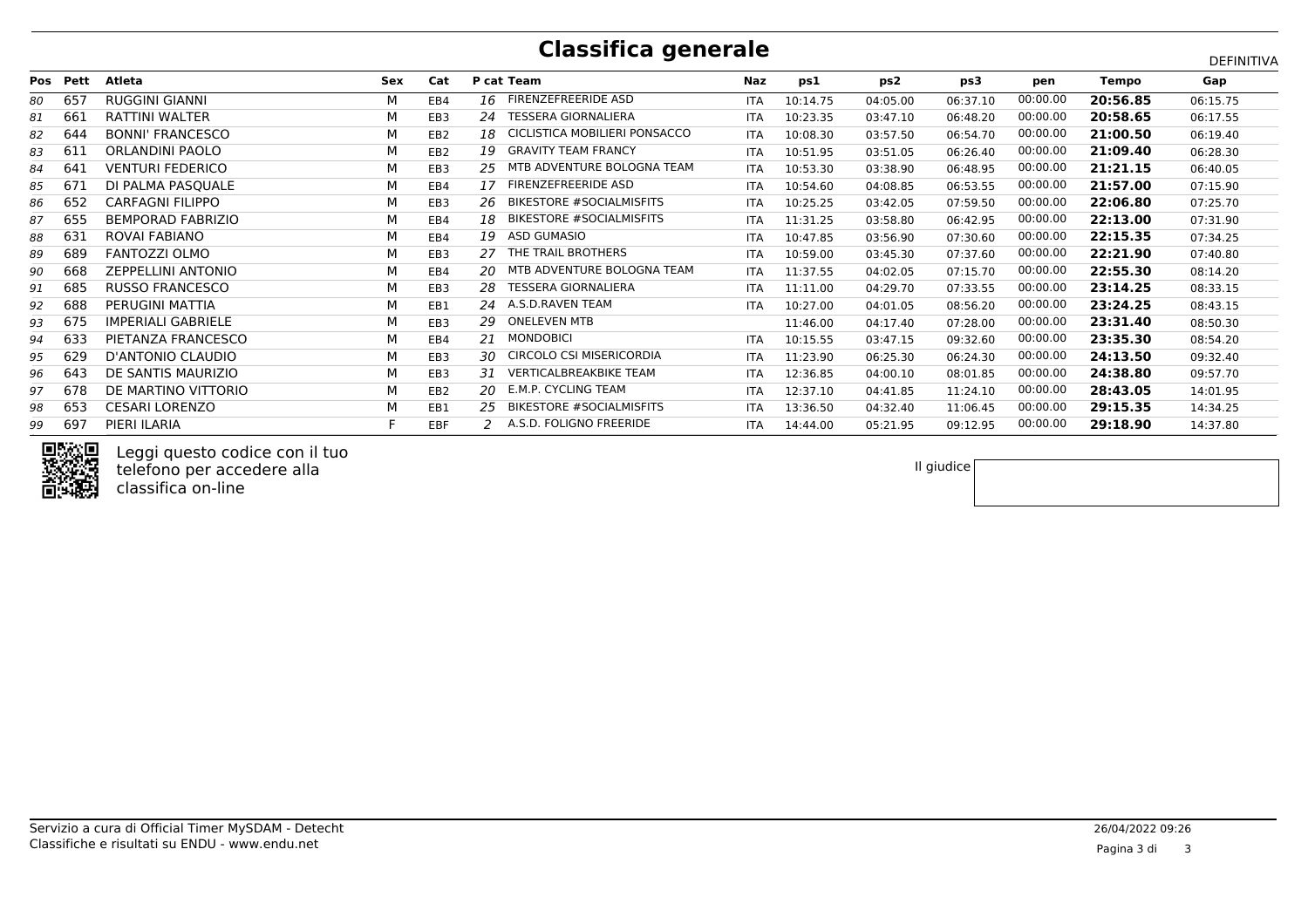# Classifica generale

DEFINITIVA

| Pos | Pett | Atleta | Sex | Cat | P cat | Team | Naz | ps1 | ps2 | ps3 | pen | Tempo | Gap |
|---|---|---|---|---|---|---|---|---|---|---|---|---|---|
| 80 | 657 | RUGGINI GIANNI | M | EB4 | 16 | FIRENZEFREERIDE ASD | ITA | 10:14.75 | 04:05.00 | 06:37.10 | 00:00.00 | **20:56.85** | 06:15.75 |
| 81 | 661 | RATTINI WALTER | M | EB3 | 24 | TESSERA GIORNALIERA | ITA | 10:23.35 | 03:47.10 | 06:48.20 | 00:00.00 | **20:58.65** | 06:17.55 |
| 82 | 644 | BONNI' FRANCESCO | M | EB2 | 18 | CICLISTICA MOBILIERI PONSACCO | ITA | 10:08.30 | 03:57.50 | 06:54.70 | 00:00.00 | **21:00.50** | 06:19.40 |
| 83 | 611 | ORLANDINI PAOLO | M | EB2 | 19 | GRAVITY TEAM FRANCY | ITA | 10:51.95 | 03:51.05 | 06:26.40 | 00:00.00 | **21:09.40** | 06:28.30 |
| 84 | 641 | VENTURI FEDERICO | M | EB3 | 25 | MTB ADVENTURE BOLOGNA TEAM | ITA | 10:53.30 | 03:38.90 | 06:48.95 | 00:00.00 | **21:21.15** | 06:40.05 |
| 85 | 671 | DI PALMA PASQUALE | M | EB4 | 17 | FIRENZEFREERIDE ASD | ITA | 10:54.60 | 04:08.85 | 06:53.55 | 00:00.00 | **21:57.00** | 07:15.90 |
| 86 | 652 | CARFAGNI FILIPPO | M | EB3 | 26 | BIKESTORE #SOCIALMISFITS | ITA | 10:25.25 | 03:42.05 | 07:59.50 | 00:00.00 | **22:06.80** | 07:25.70 |
| 87 | 655 | BEMPORAD FABRIZIO | M | EB4 | 18 | BIKESTORE #SOCIALMISFITS | ITA | 11:31.25 | 03:58.80 | 06:42.95 | 00:00.00 | **22:13.00** | 07:31.90 |
| 88 | 631 | ROVAI FABIANO | M | EB4 | 19 | ASD GUMASIO | ITA | 10:47.85 | 03:56.90 | 07:30.60 | 00:00.00 | **22:15.35** | 07:34.25 |
| 89 | 689 | FANTOZZI OLMO | M | EB3 | 27 | THE TRAIL BROTHERS | ITA | 10:59.00 | 03:45.30 | 07:37.60 | 00:00.00 | **22:21.90** | 07:40.80 |
| 90 | 668 | ZEPPELLINI ANTONIO | M | EB4 | 20 | MTB ADVENTURE BOLOGNA TEAM | ITA | 11:37.55 | 04:02.05 | 07:15.70 | 00:00.00 | **22:55.30** | 08:14.20 |
| 91 | 685 | RUSSO FRANCESCO | M | EB3 | 28 | TESSERA GIORNALIERA | ITA | 11:11.00 | 04:29.70 | 07:33.55 | 00:00.00 | **23:14.25** | 08:33.15 |
| 92 | 688 | PERUGINI MATTIA | M | EB1 | 24 | A.S.D.RAVEN TEAM | ITA | 10:27.00 | 04:01.05 | 08:56.20 | 00:00.00 | **23:24.25** | 08:43.15 |
| 93 | 675 | IMPERIALI GABRIELE | M | EB3 | 29 | ONELEVEN MTB | | 11:46.00 | 04:17.40 | 07:28.00 | 00:00.00 | **23:31.40** | 08:50.30 |
| 94 | 633 | PIETANZA FRANCESCO | M | EB4 | 21 | MONDOBICI | ITA | 10:15.55 | 03:47.15 | 09:32.60 | 00:00.00 | **23:35.30** | 08:54.20 |
| 95 | 629 | D'ANTONIO CLAUDIO | M | EB3 | 30 | CIRCOLO CSI MISERICORDIA | ITA | 11:23.90 | 06:25.30 | 06:24.30 | 00:00.00 | **24:13.50** | 09:32.40 |
| 96 | 643 | DE SANTIS MAURIZIO | M | EB3 | 31 | VERTICALBREAKBIKE TEAM | ITA | 12:36.85 | 04:00.10 | 08:01.85 | 00:00.00 | **24:38.80** | 09:57.70 |
| 97 | 678 | DE MARTINO VITTORIO | M | EB2 | 20 | E.M.P. CYCLING TEAM | ITA | 12:37.10 | 04:41.85 | 11:24.10 | 00:00.00 | **28:43.05** | 14:01.95 |
| 98 | 653 | CESARI LORENZO | M | EB1 | 25 | BIKESTORE #SOCIALMISFITS | ITA | 13:36.50 | 04:32.40 | 11:06.45 | 00:00.00 | **29:15.35** | 14:34.25 |
| 99 | 697 | PIERI ILARIA | F | EBF | 2 | A.S.D. FOLIGNO FREERIDE | ITA | 14:44.00 | 05:21.95 | 09:12.95 | 00:00.00 | **29:18.90** | 14:37.80 |

Leggi questo codice con il tuo telefono per accedere alla classifica on-line

Il giudice

Servizio a cura di Official Timer MySDAM - Detecht
Classifiche e risultati su ENDU - www.endu.net

26/04/2022 09:26